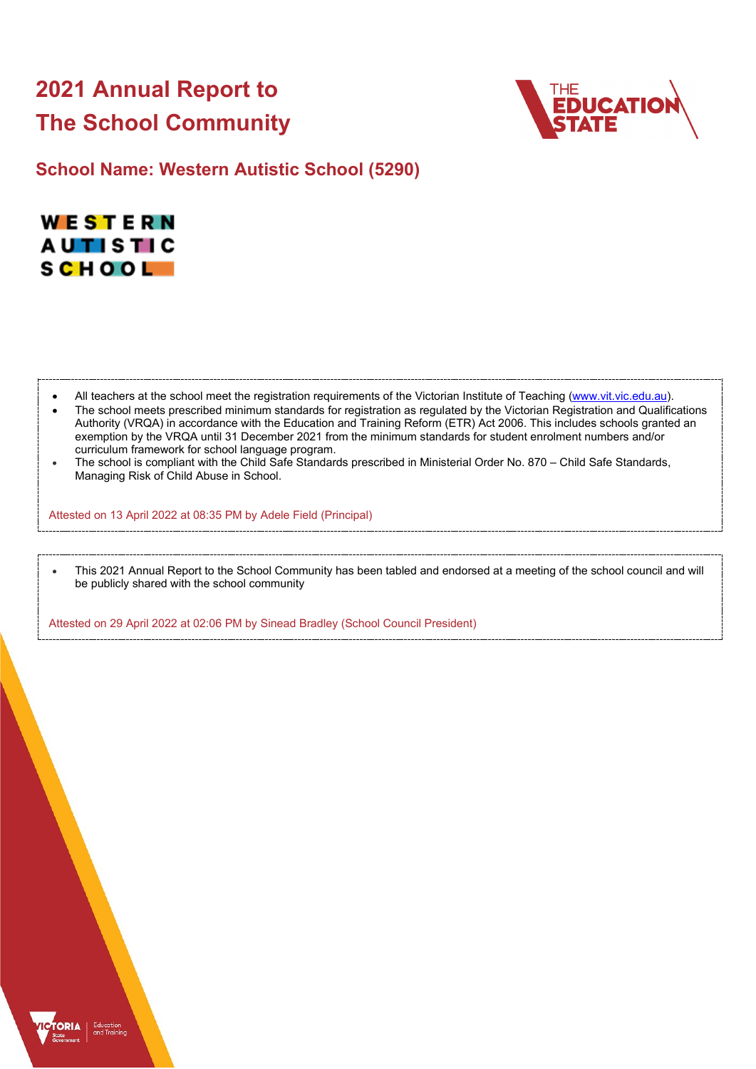# 2021 Annual Report to The School Community

## School Name: Western Autistic School (5290)

- All teachers at the school meet the registration requirements of the Victorian Institute of Teaching (www.vit.vic.edu.au).
- The school meets prescribed minimum standards for registration as regulated by the Victorian Registration and Qualifications Authority (VRQA) in accordance with the Education and Training Reform (ETR) Act 2006. This includes schools granted an exemption by the VRQA until 31 December 2021 from the minimum standards for student enrolment numbers and/or curriculum framework for school language program.
- The school is compliant with the Child Safe Standards prescribed in Ministerial Order No. 870 – Child Safe Standards, Managing Risk of Child Abuse in School.

Attested on 13 April 2022 at 08:35 PM by Adele Field (Principal)

- This 2021 Annual Report to the School Community has been tabled and endorsed at a meeting of the school council and will be publicly shared with the school community

Attested on 29 April 2022 at 02:06 PM by Sinead Bradley (School Council President)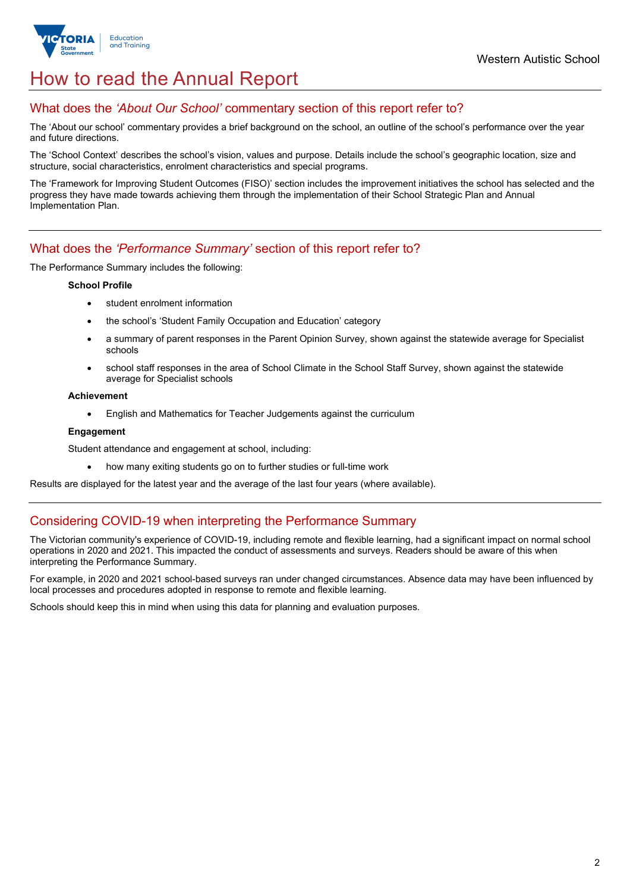# How to read the Annual Report

## What does the *'About Our School'* commentary section of this report refer to?

The 'About our school' commentary provides a brief background on the school, an outline of the school's performance over the year and future directions.

The 'School Context' describes the school's vision, values and purpose. Details include the school's geographic location, size and structure, social characteristics, enrolment characteristics and special programs.

The 'Framework for Improving Student Outcomes (FISO)' section includes the improvement initiatives the school has selected and the progress they have made towards achieving them through the implementation of their School Strategic Plan and Annual Implementation Plan.

## What does the *'Performance Summary'* section of this report refer to?

The Performance Summary includes the following:

**School Profile**

- student enrolment information
- the school's 'Student Family Occupation and Education' category
- a summary of parent responses in the Parent Opinion Survey, shown against the statewide average for Specialist schools
- school staff responses in the area of School Climate in the School Staff Survey, shown against the statewide average for Specialist schools

**Achievement**

- English and Mathematics for Teacher Judgements against the curriculum

**Engagement**

Student attendance and engagement at school, including:

- how many exiting students go on to further studies or full-time work

Results are displayed for the latest year and the average of the last four years (where available).

## Considering COVID-19 when interpreting the Performance Summary

The Victorian community's experience of COVID-19, including remote and flexible learning, had a significant impact on normal school operations in 2020 and 2021. This impacted the conduct of assessments and surveys. Readers should be aware of this when interpreting the Performance Summary.

For example, in 2020 and 2021 school-based surveys ran under changed circumstances. Absence data may have been influenced by local processes and procedures adopted in response to remote and flexible learning.

Schools should keep this in mind when using this data for planning and evaluation purposes.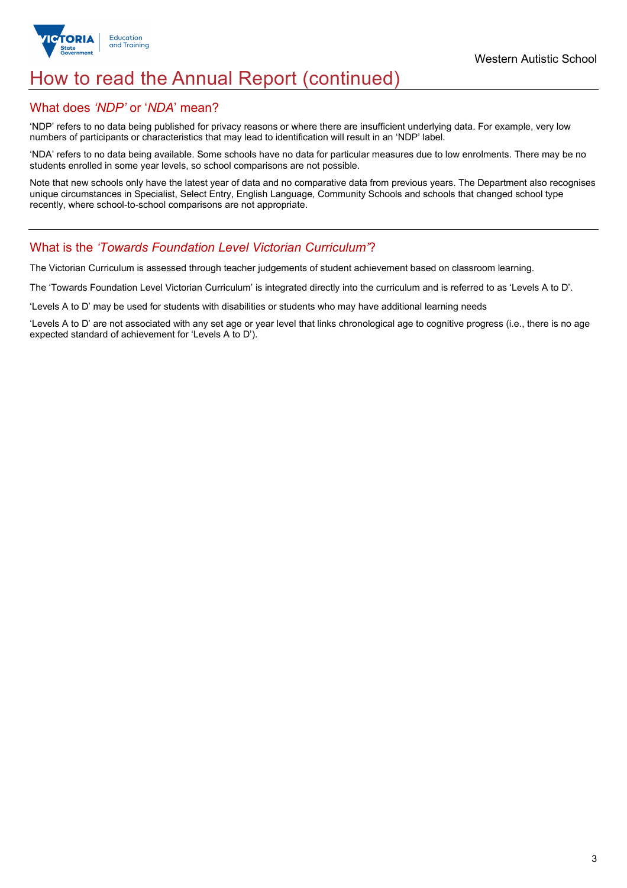# How to read the Annual Report (continued)

## What does *'NDP'* or '*NDA*' mean?

'NDP' refers to no data being published for privacy reasons or where there are insufficient underlying data. For example, very low numbers of participants or characteristics that may lead to identification will result in an 'NDP' label.

'NDA' refers to no data being available. Some schools have no data for particular measures due to low enrolments. There may be no students enrolled in some year levels, so school comparisons are not possible.

Note that new schools only have the latest year of data and no comparative data from previous years. The Department also recognises unique circumstances in Specialist, Select Entry, English Language, Community Schools and schools that changed school type recently, where school-to-school comparisons are not appropriate.

## What is the *'Towards Foundation Level Victorian Curriculum'*?

The Victorian Curriculum is assessed through teacher judgements of student achievement based on classroom learning.

The 'Towards Foundation Level Victorian Curriculum' is integrated directly into the curriculum and is referred to as 'Levels A to D'.

'Levels A to D' may be used for students with disabilities or students who may have additional learning needs

'Levels A to D' are not associated with any set age or year level that links chronological age to cognitive progress (i.e., there is no age expected standard of achievement for 'Levels A to D').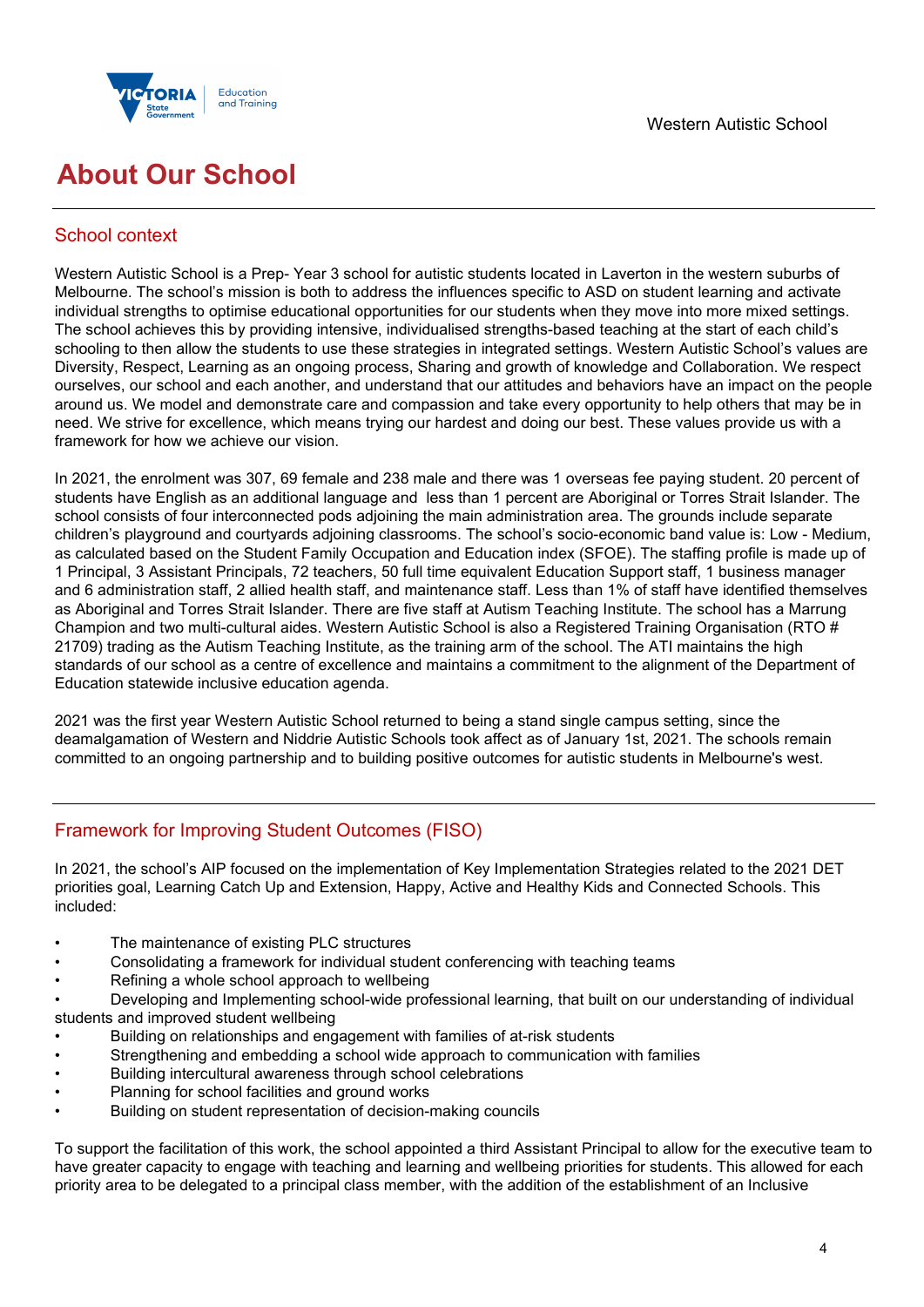# About Our School

## School context

Western Autistic School is a Prep- Year 3 school for autistic students located in Laverton in the western suburbs of Melbourne. The school's mission is both to address the influences specific to ASD on student learning and activate individual strengths to optimise educational opportunities for our students when they move into more mixed settings. The school achieves this by providing intensive, individualised strengths-based teaching at the start of each child's schooling to then allow the students to use these strategies in integrated settings. Western Autistic School's values are Diversity, Respect, Learning as an ongoing process, Sharing and growth of knowledge and Collaboration. We respect ourselves, our school and each another, and understand that our attitudes and behaviors have an impact on the people around us. We model and demonstrate care and compassion and take every opportunity to help others that may be in need. We strive for excellence, which means trying our hardest and doing our best. These values provide us with a framework for how we achieve our vision.

In 2021, the enrolment was 307, 69 female and 238 male and there was 1 overseas fee paying student. 20 percent of students have English as an additional language and less than 1 percent are Aboriginal or Torres Strait Islander. The school consists of four interconnected pods adjoining the main administration area. The grounds include separate children's playground and courtyards adjoining classrooms. The school's socio-economic band value is: Low - Medium, as calculated based on the Student Family Occupation and Education index (SFOE). The staffing profile is made up of 1 Principal, 3 Assistant Principals, 72 teachers, 50 full time equivalent Education Support staff, 1 business manager and 6 administration staff, 2 allied health staff, and maintenance staff. Less than 1% of staff have identified themselves as Aboriginal and Torres Strait Islander. There are five staff at Autism Teaching Institute. The school has a Marrung Champion and two multi-cultural aides. Western Autistic School is also a Registered Training Organisation (RTO # 21709) trading as the Autism Teaching Institute, as the training arm of the school. The ATI maintains the high standards of our school as a centre of excellence and maintains a commitment to the alignment of the Department of Education statewide inclusive education agenda.

2021 was the first year Western Autistic School returned to being a stand single campus setting, since the deamalgamation of Western and Niddrie Autistic Schools took affect as of January 1st, 2021. The schools remain committed to an ongoing partnership and to building positive outcomes for autistic students in Melbourne's west.

## Framework for Improving Student Outcomes (FISO)

In 2021, the school's AIP focused on the implementation of Key Implementation Strategies related to the 2021 DET priorities goal, Learning Catch Up and Extension, Happy, Active and Healthy Kids and Connected Schools. This included:

- The maintenance of existing PLC structures
- Consolidating a framework for individual student conferencing with teaching teams
- Refining a whole school approach to wellbeing
- Developing and Implementing school-wide professional learning, that built on our understanding of individual students and improved student wellbeing
- Building on relationships and engagement with families of at-risk students
- Strengthening and embedding a school wide approach to communication with families
- Building intercultural awareness through school celebrations
- Planning for school facilities and ground works
- Building on student representation of decision-making councils

To support the facilitation of this work, the school appointed a third Assistant Principal to allow for the executive team to have greater capacity to engage with teaching and learning and wellbeing priorities for students. This allowed for each priority area to be delegated to a principal class member, with the addition of the establishment of an Inclusive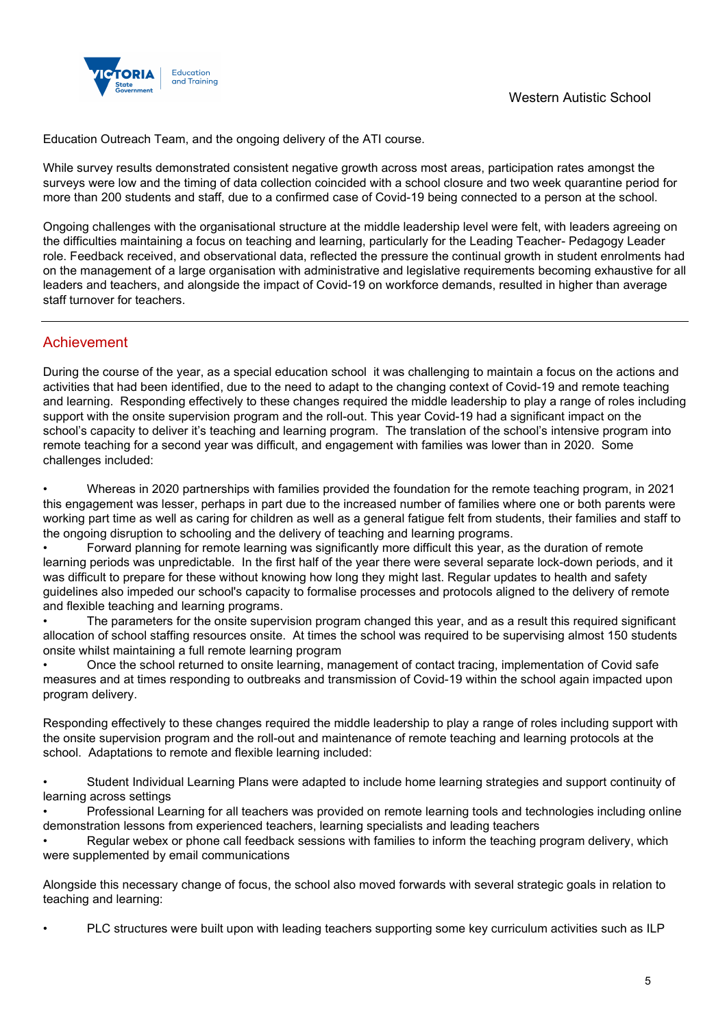Education Outreach Team, and the ongoing delivery of the ATI course.

While survey results demonstrated consistent negative growth across most areas, participation rates amongst the surveys were low and the timing of data collection coincided with a school closure and two week quarantine period for more than 200 students and staff, due to a confirmed case of Covid-19 being connected to a person at the school.

Ongoing challenges with the organisational structure at the middle leadership level were felt, with leaders agreeing on the difficulties maintaining a focus on teaching and learning, particularly for the Leading Teacher- Pedagogy Leader role. Feedback received, and observational data, reflected the pressure the continual growth in student enrolments had on the management of a large organisation with administrative and legislative requirements becoming exhaustive for all leaders and teachers, and alongside the impact of Covid-19 on workforce demands, resulted in higher than average staff turnover for teachers.

---

## Achievement

During the course of the year, as a special education school it was challenging to maintain a focus on the actions and activities that had been identified, due to the need to adapt to the changing context of Covid-19 and remote teaching and learning. Responding effectively to these changes required the middle leadership to play a range of roles including support with the onsite supervision program and the roll-out. This year Covid-19 had a significant impact on the school's capacity to deliver it's teaching and learning program. The translation of the school's intensive program into remote teaching for a second year was difficult, and engagement with families was lower than in 2020. Some challenges included:

- Whereas in 2020 partnerships with families provided the foundation for the remote teaching program, in 2021 this engagement was lesser, perhaps in part due to the increased number of families where one or both parents were working part time as well as caring for children as well as a general fatigue felt from students, their families and staff to the ongoing disruption to schooling and the delivery of teaching and learning programs.
- Forward planning for remote learning was significantly more difficult this year, as the duration of remote learning periods was unpredictable. In the first half of the year there were several separate lock-down periods, and it was difficult to prepare for these without knowing how long they might last. Regular updates to health and safety guidelines also impeded our school's capacity to formalise processes and protocols aligned to the delivery of remote and flexible teaching and learning programs.
- The parameters for the onsite supervision program changed this year, and as a result this required significant allocation of school staffing resources onsite. At times the school was required to be supervising almost 150 students onsite whilst maintaining a full remote learning program
- Once the school returned to onsite learning, management of contact tracing, implementation of Covid safe measures and at times responding to outbreaks and transmission of Covid-19 within the school again impacted upon program delivery.

Responding effectively to these changes required the middle leadership to play a range of roles including support with the onsite supervision program and the roll-out and maintenance of remote teaching and learning protocols at the school. Adaptations to remote and flexible learning included:

- Student Individual Learning Plans were adapted to include home learning strategies and support continuity of learning across settings
- Professional Learning for all teachers was provided on remote learning tools and technologies including online demonstration lessons from experienced teachers, learning specialists and leading teachers
- Regular webex or phone call feedback sessions with families to inform the teaching program delivery, which were supplemented by email communications

Alongside this necessary change of focus, the school also moved forwards with several strategic goals in relation to teaching and learning:

- PLC structures were built upon with leading teachers supporting some key curriculum activities such as ILP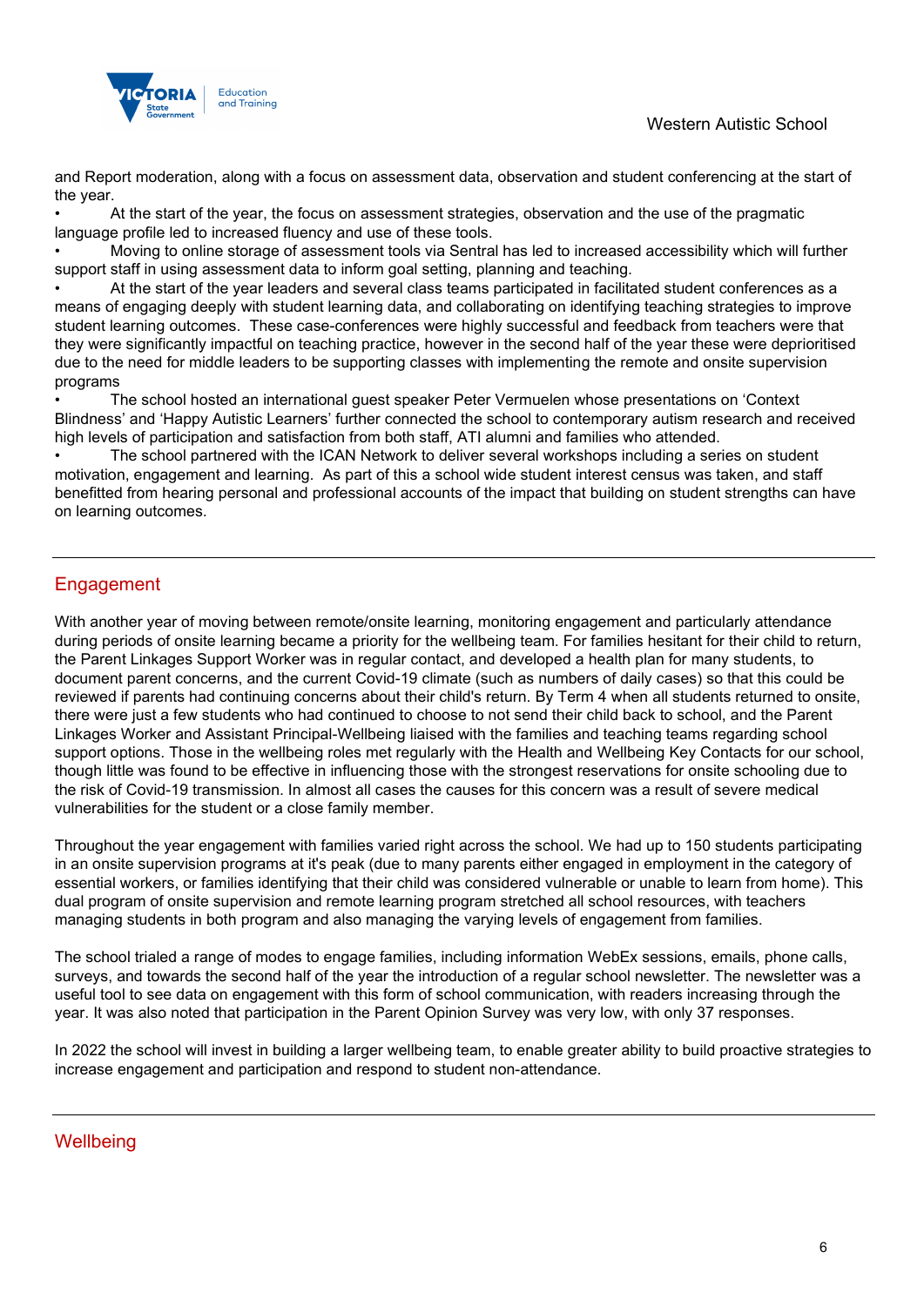and Report moderation, along with a focus on assessment data, observation and student conferencing at the start of the year.

- At the start of the year, the focus on assessment strategies, observation and the use of the pragmatic language profile led to increased fluency and use of these tools.
- Moving to online storage of assessment tools via Sentral has led to increased accessibility which will further support staff in using assessment data to inform goal setting, planning and teaching.
- At the start of the year leaders and several class teams participated in facilitated student conferences as a means of engaging deeply with student learning data, and collaborating on identifying teaching strategies to improve student learning outcomes. These case-conferences were highly successful and feedback from teachers were that they were significantly impactful on teaching practice, however in the second half of the year these were deprioritised due to the need for middle leaders to be supporting classes with implementing the remote and onsite supervision programs
- The school hosted an international guest speaker Peter Vermuelen whose presentations on 'Context Blindness' and 'Happy Autistic Learners' further connected the school to contemporary autism research and received high levels of participation and satisfaction from both staff, ATI alumni and families who attended.
- The school partnered with the ICAN Network to deliver several workshops including a series on student motivation, engagement and learning. As part of this a school wide student interest census was taken, and staff benefitted from hearing personal and professional accounts of the impact that building on student strengths can have on learning outcomes.

## Engagement

With another year of moving between remote/onsite learning, monitoring engagement and particularly attendance during periods of onsite learning became a priority for the wellbeing team. For families hesitant for their child to return, the Parent Linkages Support Worker was in regular contact, and developed a health plan for many students, to document parent concerns, and the current Covid-19 climate (such as numbers of daily cases) so that this could be reviewed if parents had continuing concerns about their child's return. By Term 4 when all students returned to onsite, there were just a few students who had continued to choose to not send their child back to school, and the Parent Linkages Worker and Assistant Principal-Wellbeing liaised with the families and teaching teams regarding school support options. Those in the wellbeing roles met regularly with the Health and Wellbeing Key Contacts for our school, though little was found to be effective in influencing those with the strongest reservations for onsite schooling due to the risk of Covid-19 transmission. In almost all cases the causes for this concern was a result of severe medical vulnerabilities for the student or a close family member.

Throughout the year engagement with families varied right across the school. We had up to 150 students participating in an onsite supervision programs at it's peak (due to many parents either engaged in employment in the category of essential workers, or families identifying that their child was considered vulnerable or unable to learn from home). This dual program of onsite supervision and remote learning program stretched all school resources, with teachers managing students in both program and also managing the varying levels of engagement from families.

The school trialed a range of modes to engage families, including information WebEx sessions, emails, phone calls, surveys, and towards the second half of the year the introduction of a regular school newsletter. The newsletter was a useful tool to see data on engagement with this form of school communication, with readers increasing through the year. It was also noted that participation in the Parent Opinion Survey was very low, with only 37 responses.

In 2022 the school will invest in building a larger wellbeing team, to enable greater ability to build proactive strategies to increase engagement and participation and respond to student non-attendance.

## Wellbeing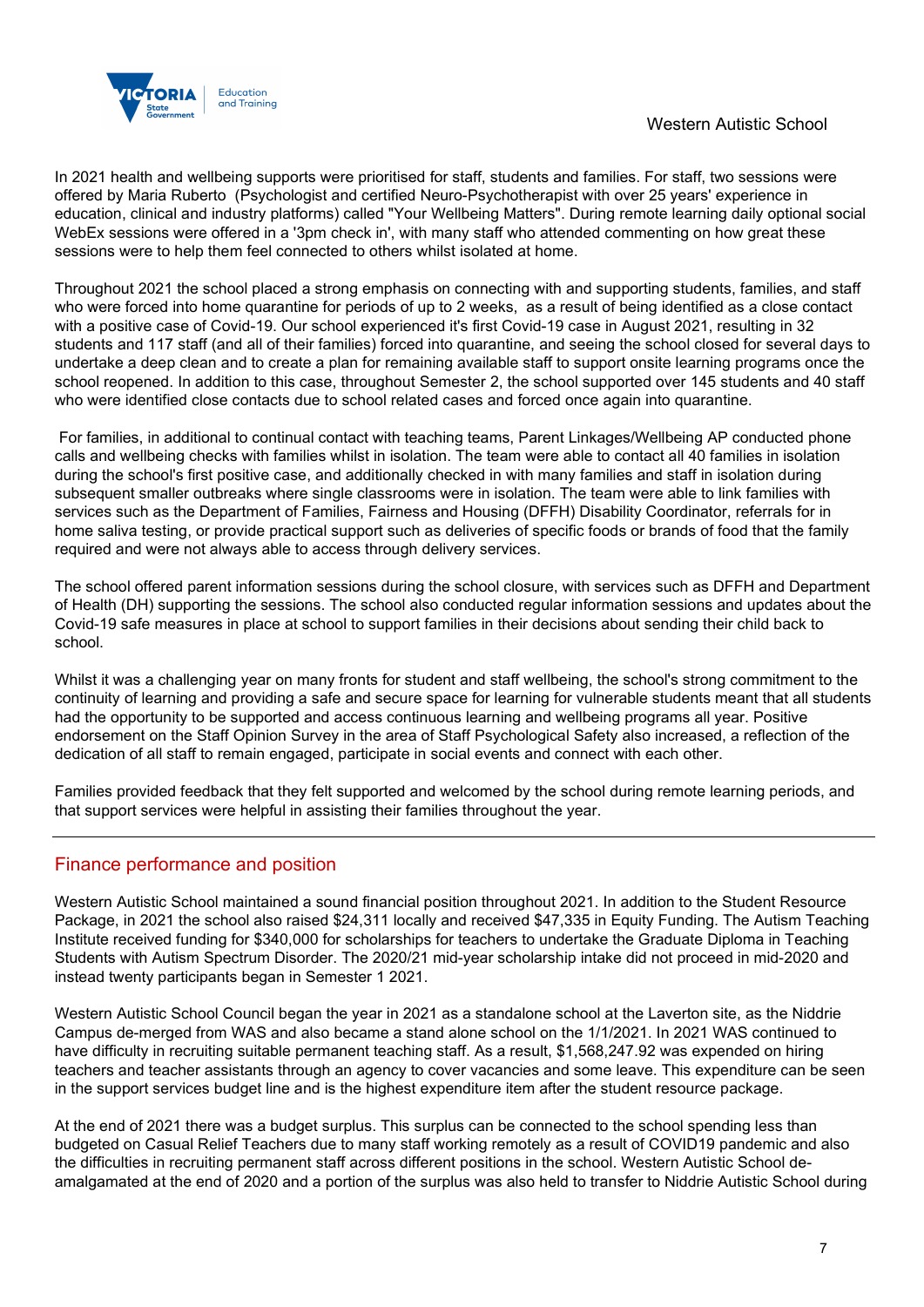In 2021 health and wellbeing supports were prioritised for staff, students and families. For staff, two sessions were offered by Maria Ruberto (Psychologist and certified Neuro-Psychotherapist with over 25 years' experience in education, clinical and industry platforms) called "Your Wellbeing Matters". During remote learning daily optional social WebEx sessions were offered in a '3pm check in', with many staff who attended commenting on how great these sessions were to help them feel connected to others whilst isolated at home.

Throughout 2021 the school placed a strong emphasis on connecting with and supporting students, families, and staff who were forced into home quarantine for periods of up to 2 weeks, as a result of being identified as a close contact with a positive case of Covid-19. Our school experienced it's first Covid-19 case in August 2021, resulting in 32 students and 117 staff (and all of their families) forced into quarantine, and seeing the school closed for several days to undertake a deep clean and to create a plan for remaining available staff to support onsite learning programs once the school reopened. In addition to this case, throughout Semester 2, the school supported over 145 students and 40 staff who were identified close contacts due to school related cases and forced once again into quarantine.

For families, in additional to continual contact with teaching teams, Parent Linkages/Wellbeing AP conducted phone calls and wellbeing checks with families whilst in isolation. The team were able to contact all 40 families in isolation during the school's first positive case, and additionally checked in with many families and staff in isolation during subsequent smaller outbreaks where single classrooms were in isolation. The team were able to link families with services such as the Department of Families, Fairness and Housing (DFFH) Disability Coordinator, referrals for in home saliva testing, or provide practical support such as deliveries of specific foods or brands of food that the family required and were not always able to access through delivery services.

The school offered parent information sessions during the school closure, with services such as DFFH and Department of Health (DH) supporting the sessions. The school also conducted regular information sessions and updates about the Covid-19 safe measures in place at school to support families in their decisions about sending their child back to school.

Whilst it was a challenging year on many fronts for student and staff wellbeing, the school's strong commitment to the continuity of learning and providing a safe and secure space for learning for vulnerable students meant that all students had the opportunity to be supported and access continuous learning and wellbeing programs all year. Positive endorsement on the Staff Opinion Survey in the area of Staff Psychological Safety also increased, a reflection of the dedication of all staff to remain engaged, participate in social events and connect with each other.

Families provided feedback that they felt supported and welcomed by the school during remote learning periods, and that support services were helpful in assisting their families throughout the year.

## Finance performance and position

Western Autistic School maintained a sound financial position throughout 2021. In addition to the Student Resource Package, in 2021 the school also raised $24,311 locally and received $47,335 in Equity Funding. The Autism Teaching Institute received funding for $340,000 for scholarships for teachers to undertake the Graduate Diploma in Teaching Students with Autism Spectrum Disorder. The 2020/21 mid-year scholarship intake did not proceed in mid-2020 and instead twenty participants began in Semester 1 2021.

Western Autistic School Council began the year in 2021 as a standalone school at the Laverton site, as the Niddrie Campus de-merged from WAS and also became a stand alone school on the 1/1/2021. In 2021 WAS continued to have difficulty in recruiting suitable permanent teaching staff. As a result, $1,568,247.92 was expended on hiring teachers and teacher assistants through an agency to cover vacancies and some leave. This expenditure can be seen in the support services budget line and is the highest expenditure item after the student resource package.

At the end of 2021 there was a budget surplus. This surplus can be connected to the school spending less than budgeted on Casual Relief Teachers due to many staff working remotely as a result of COVID19 pandemic and also the difficulties in recruiting permanent staff across different positions in the school. Western Autistic School de-amalgamated at the end of 2020 and a portion of the surplus was also held to transfer to Niddrie Autistic School during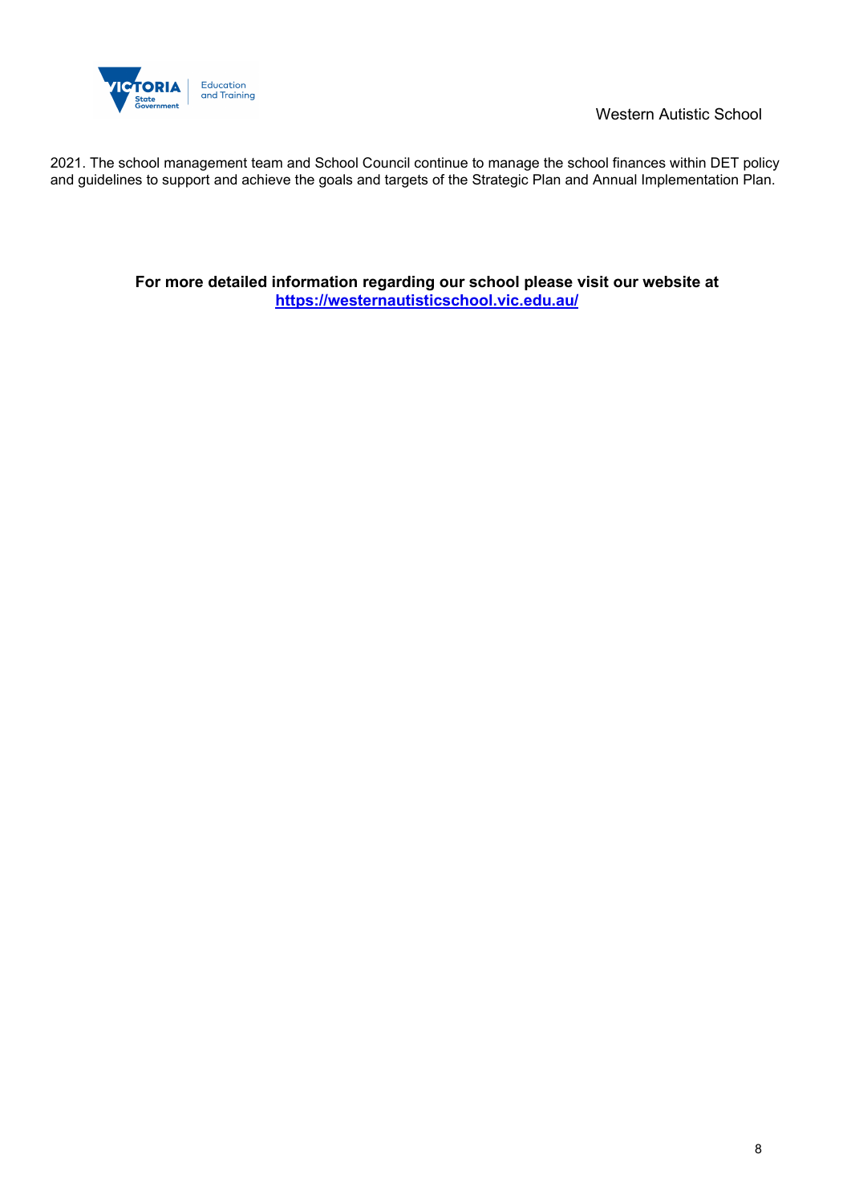2021. The school management team and School Council continue to manage the school finances within DET policy and guidelines to support and achieve the goals and targets of the Strategic Plan and Annual Implementation Plan.

**For more detailed information regarding our school please visit our website at [https://westernautisticschool.vic.edu.au/](https://westernautisticschool.vic.edu.au/)**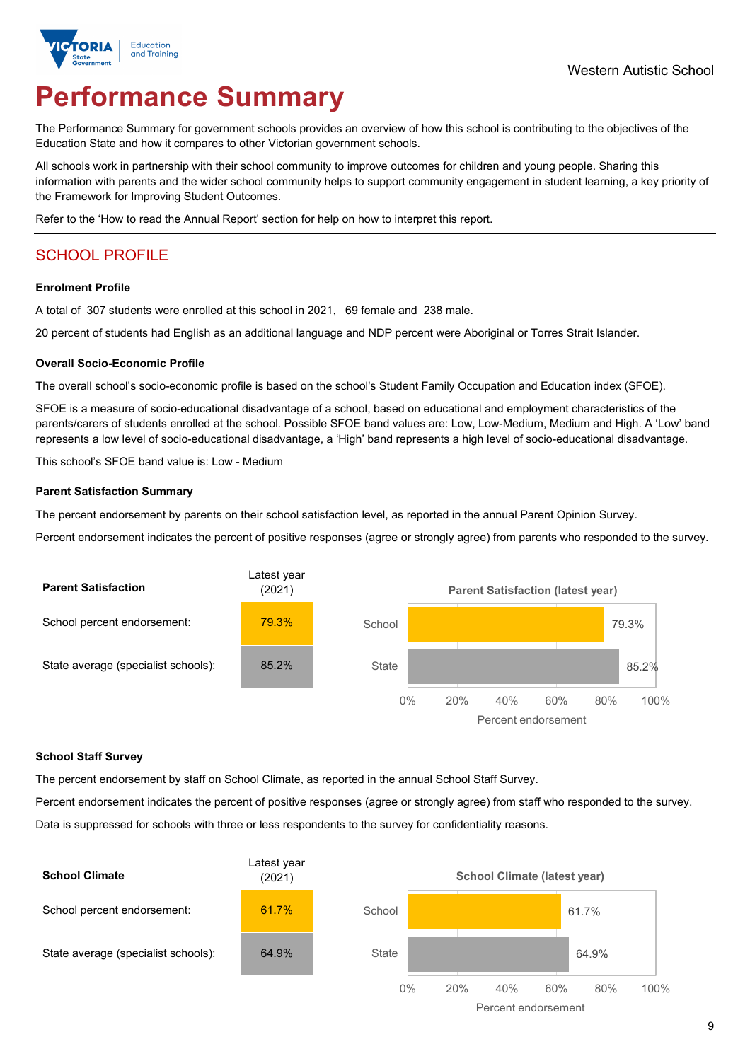Western Autistic School

# Performance Summary

The Performance Summary for government schools provides an overview of how this school is contributing to the objectives of the Education State and how it compares to other Victorian government schools.

All schools work in partnership with their school community to improve outcomes for children and young people. Sharing this information with parents and the wider school community helps to support community engagement in student learning, a key priority of the Framework for Improving Student Outcomes.

Refer to the 'How to read the Annual Report' section for help on how to interpret this report.

## SCHOOL PROFILE

### Enrolment Profile

A total of 307 students were enrolled at this school in 2021, 69 female and 238 male.

20 percent of students had English as an additional language and NDP percent were Aboriginal or Torres Strait Islander.

### Overall Socio-Economic Profile

The overall school's socio-economic profile is based on the school's Student Family Occupation and Education index (SFOE).

SFOE is a measure of socio-educational disadvantage of a school, based on educational and employment characteristics of the parents/carers of students enrolled at the school. Possible SFOE band values are: Low, Low-Medium, Medium and High. A 'Low' band represents a low level of socio-educational disadvantage, a 'High' band represents a high level of socio-educational disadvantage.

This school's SFOE band value is: Low - Medium

### Parent Satisfaction Summary

The percent endorsement by parents on their school satisfaction level, as reported in the annual Parent Opinion Survey.

Percent endorsement indicates the percent of positive responses (agree or strongly agree) from parents who responded to the survey.

| Parent Satisfaction | Latest year (2021) |
|---|---|
| School percent endorsement: | 79.3% |
| State average (specialist schools): | 85.2% |

### School Staff Survey

The percent endorsement by staff on School Climate, as reported in the annual School Staff Survey.

Percent endorsement indicates the percent of positive responses (agree or strongly agree) from staff who responded to the survey.

Data is suppressed for schools with three or less respondents to the survey for confidentiality reasons.

| School Climate | Latest year (2021) |
|---|---|
| School percent endorsement: | 61.7% |
| State average (specialist schools): | 64.9% |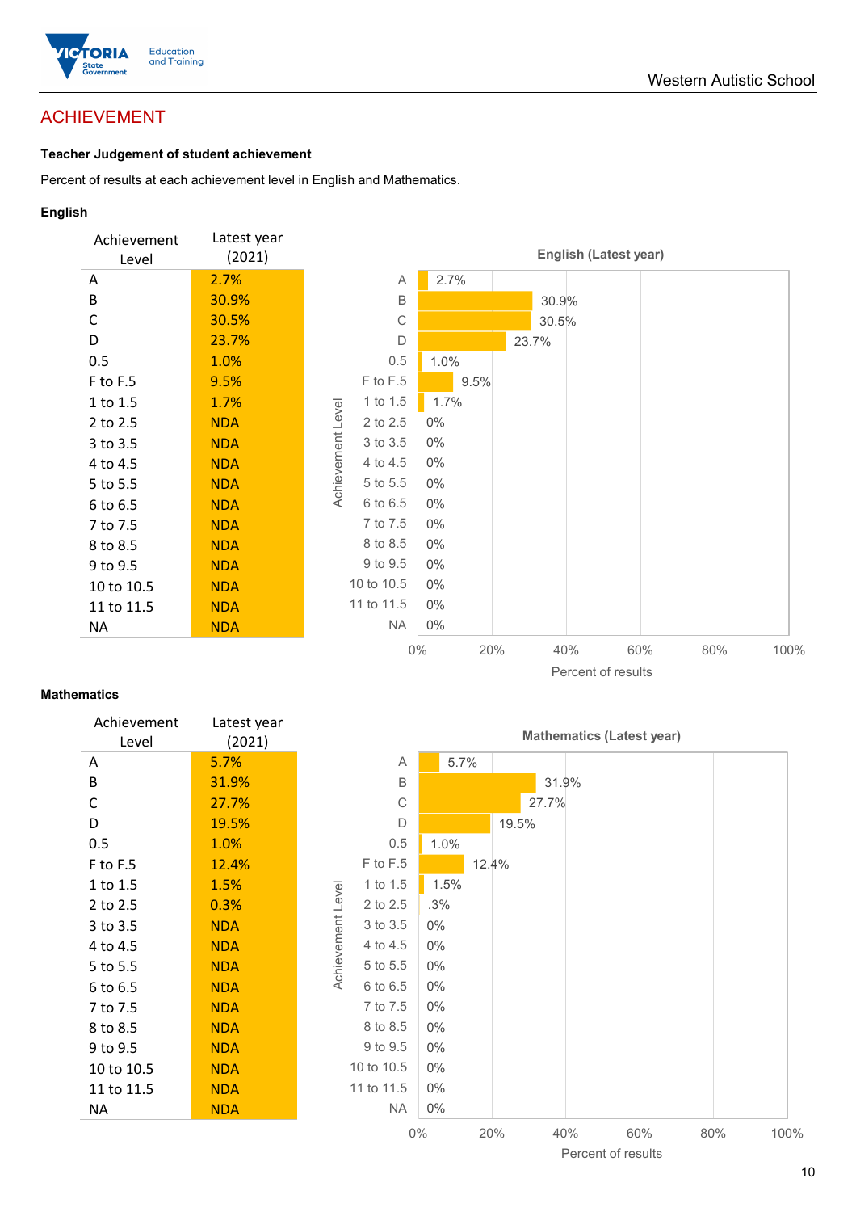## ACHIEVEMENT

**Teacher Judgement of student achievement**

Percent of results at each achievement level in English and Mathematics.

**English**

| Achievement Level | Latest year (2021) |
|---|---|
| A | 2.7% |
| B | 30.9% |
| C | 30.5% |
| D | 23.7% |
| 0.5 | 1.0% |
| F to F.5 | 9.5% |
| 1 to 1.5 | 1.7% |
| 2 to 2.5 | NDA |
| 3 to 3.5 | NDA |
| 4 to 4.5 | NDA |
| 5 to 5.5 | NDA |
| 6 to 6.5 | NDA |
| 7 to 7.5 | NDA |
| 8 to 8.5 | NDA |
| 9 to 9.5 | NDA |
| 10 to 10.5 | NDA |
| 11 to 11.5 | NDA |
| NA | NDA |

**English (Latest year)**

| Achievement Level | Percent of results |
|---|---|
| A | 2.7% |
| B | 30.9% |
| C | 30.5% |
| D | 23.7% |
| 0.5 | 1.0% |
| F to F.5 | 9.5% |
| 1 to 1.5 | 1.7% |
| 2 to 2.5 | 0% |
| 3 to 3.5 | 0% |
| 4 to 4.5 | 0% |
| 5 to 5.5 | 0% |
| 6 to 6.5 | 0% |
| 7 to 7.5 | 0% |
| 8 to 8.5 | 0% |
| 9 to 9.5 | 0% |
| 10 to 10.5 | 0% |
| 11 to 11.5 | 0% |
| NA | 0% |

**Mathematics**

| Achievement Level | Latest year (2021) |
|---|---|
| A | 5.7% |
| B | 31.9% |
| C | 27.7% |
| D | 19.5% |
| 0.5 | 1.0% |
| F to F.5 | 12.4% |
| 1 to 1.5 | 1.5% |
| 2 to 2.5 | 0.3% |
| 3 to 3.5 | NDA |
| 4 to 4.5 | NDA |
| 5 to 5.5 | NDA |
| 6 to 6.5 | NDA |
| 7 to 7.5 | NDA |
| 8 to 8.5 | NDA |
| 9 to 9.5 | NDA |
| 10 to 10.5 | NDA |
| 11 to 11.5 | NDA |
| NA | NDA |

**Mathematics (Latest year)**

| Achievement Level | Percent of results |
|---|---|
| A | 5.7% |
| B | 31.9% |
| C | 27.7% |
| D | 19.5% |
| 0.5 | 1.0% |
| F to F.5 | 12.4% |
| 1 to 1.5 | 1.5% |
| 2 to 2.5 | .3% |
| 3 to 3.5 | 0% |
| 4 to 4.5 | 0% |
| 5 to 5.5 | 0% |
| 6 to 6.5 | 0% |
| 7 to 7.5 | 0% |
| 8 to 8.5 | 0% |
| 9 to 9.5 | 0% |
| 10 to 10.5 | 0% |
| 11 to 11.5 | 0% |
| NA | 0% |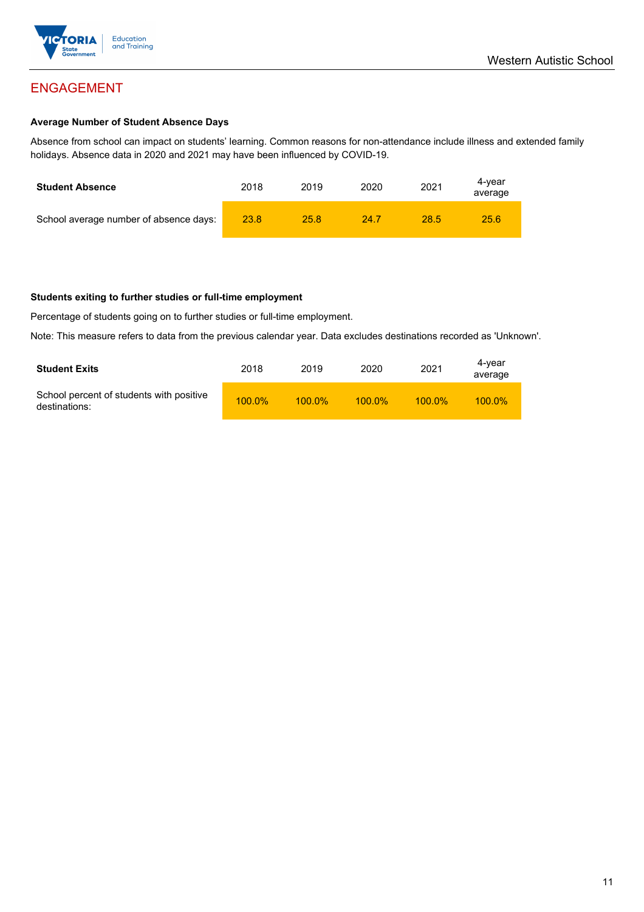## ENGAGEMENT

### Average Number of Student Absence Days

Absence from school can impact on students' learning. Common reasons for non-attendance include illness and extended family holidays. Absence data in 2020 and 2021 may have been influenced by COVID-19.

| Student Absence | 2018 | 2019 | 2020 | 2021 | 4-year average |
|---|---|---|---|---|---|
| School average number of absence days: | 23.8 | 25.8 | 24.7 | 28.5 | 25.6 |

### Students exiting to further studies or full-time employment

Percentage of students going on to further studies or full-time employment.

Note: This measure refers to data from the previous calendar year. Data excludes destinations recorded as 'Unknown'.

| Student Exits | 2018 | 2019 | 2020 | 2021 | 4-year average |
|---|---|---|---|---|---|
| School percent of students with positive destinations: | 100.0% | 100.0% | 100.0% | 100.0% | 100.0% |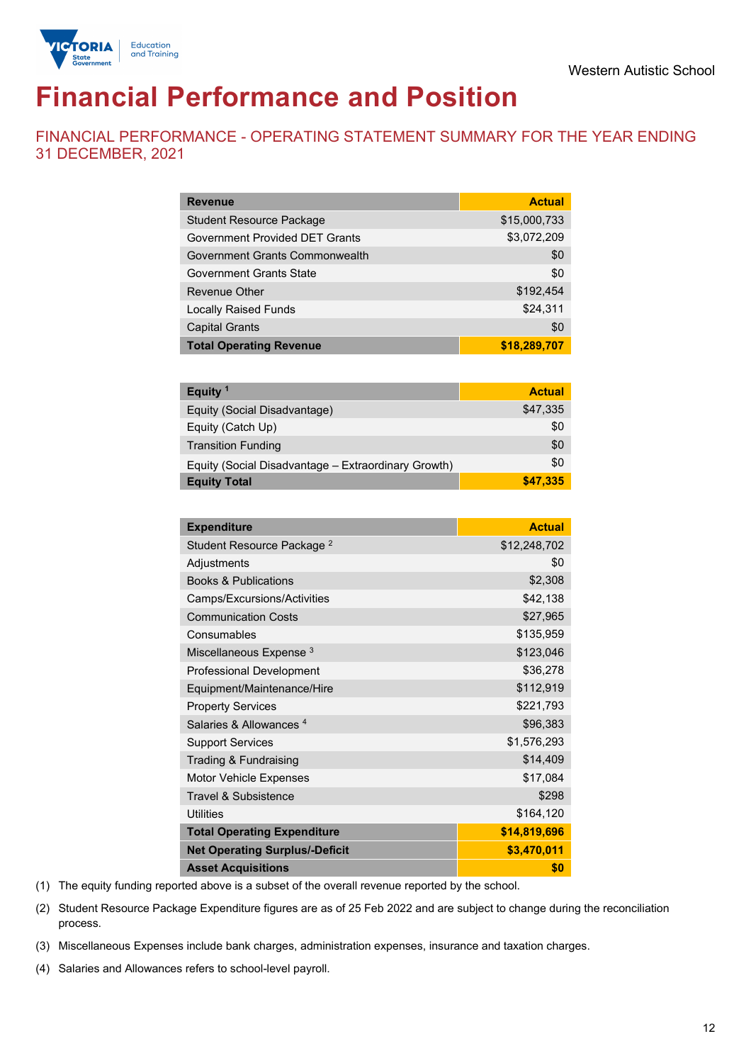Western Autistic School

# Financial Performance and Position

## FINANCIAL PERFORMANCE - OPERATING STATEMENT SUMMARY FOR THE YEAR ENDING 31 DECEMBER, 2021

| Revenue | Actual |
|---|---|
| Student Resource Package | $15,000,733 |
| Government Provided DET Grants | $3,072,209 |
| Government Grants Commonwealth | $0 |
| Government Grants State | $0 |
| Revenue Other | $192,454 |
| Locally Raised Funds | $24,311 |
| Capital Grants | $0 |
| **Total Operating Revenue** | **$18,289,707** |

| Equity [1] | Actual |
|---|---|
| Equity (Social Disadvantage) | $47,335 |
| Equity (Catch Up) | $0 |
| Transition Funding | $0 |
| Equity (Social Disadvantage – Extraordinary Growth) | $0 |
| **Equity Total** | **$47,335** |

| Expenditure | Actual |
|---|---|
| Student Resource Package [2] | $12,248,702 |
| Adjustments | $0 |
| Books & Publications | $2,308 |
| Camps/Excursions/Activities | $42,138 |
| Communication Costs | $27,965 |
| Consumables | $135,959 |
| Miscellaneous Expense [3] | $123,046 |
| Professional Development | $36,278 |
| Equipment/Maintenance/Hire | $112,919 |
| Property Services | $221,793 |
| Salaries & Allowances [4] | $96,383 |
| Support Services | $1,576,293 |
| Trading & Fundraising | $14,409 |
| Motor Vehicle Expenses | $17,084 |
| Travel & Subsistence | $298 |
| Utilities | $164,120 |
| **Total Operating Expenditure** | **$14,819,696** |
| **Net Operating Surplus/-Deficit** | **$3,470,011** |
| **Asset Acquisitions** | **$0** |

(1) The equity funding reported above is a subset of the overall revenue reported by the school.

(2) Student Resource Package Expenditure figures are as of 25 Feb 2022 and are subject to change during the reconciliation process.

(3) Miscellaneous Expenses include bank charges, administration expenses, insurance and taxation charges.

(4) Salaries and Allowances refers to school-level payroll.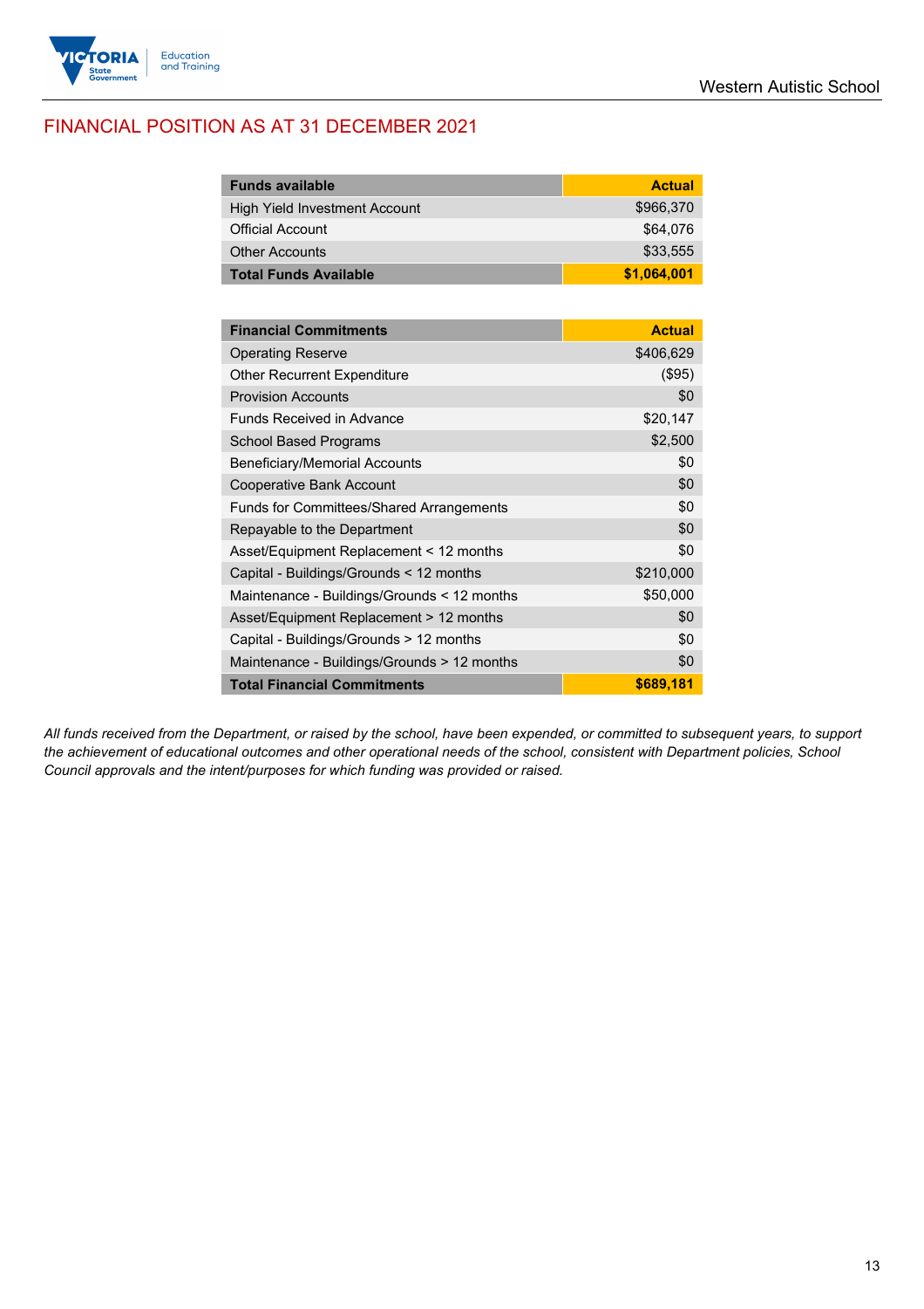## FINANCIAL POSITION AS AT 31 DECEMBER 2021

| Funds available | Actual |
|---|---|
| High Yield Investment Account | $966,370 |
| Official Account | $64,076 |
| Other Accounts | $33,555 |
| **Total Funds Available** | **$1,064,001** |

| Financial Commitments | Actual |
|---|---|
| Operating Reserve | $406,629 |
| Other Recurrent Expenditure | ($95) |
| Provision Accounts | $0 |
| Funds Received in Advance | $20,147 |
| School Based Programs | $2,500 |
| Beneficiary/Memorial Accounts | $0 |
| Cooperative Bank Account | $0 |
| Funds for Committees/Shared Arrangements | $0 |
| Repayable to the Department | $0 |
| Asset/Equipment Replacement < 12 months | $0 |
| Capital - Buildings/Grounds < 12 months | $210,000 |
| Maintenance - Buildings/Grounds < 12 months | $50,000 |
| Asset/Equipment Replacement > 12 months | $0 |
| Capital - Buildings/Grounds > 12 months | $0 |
| Maintenance - Buildings/Grounds > 12 months | $0 |
| **Total Financial Commitments** | **$689,181** |

*All funds received from the Department, or raised by the school, have been expended, or committed to subsequent years, to support the achievement of educational outcomes and other operational needs of the school, consistent with Department policies, School Council approvals and the intent/purposes for which funding was provided or raised.*